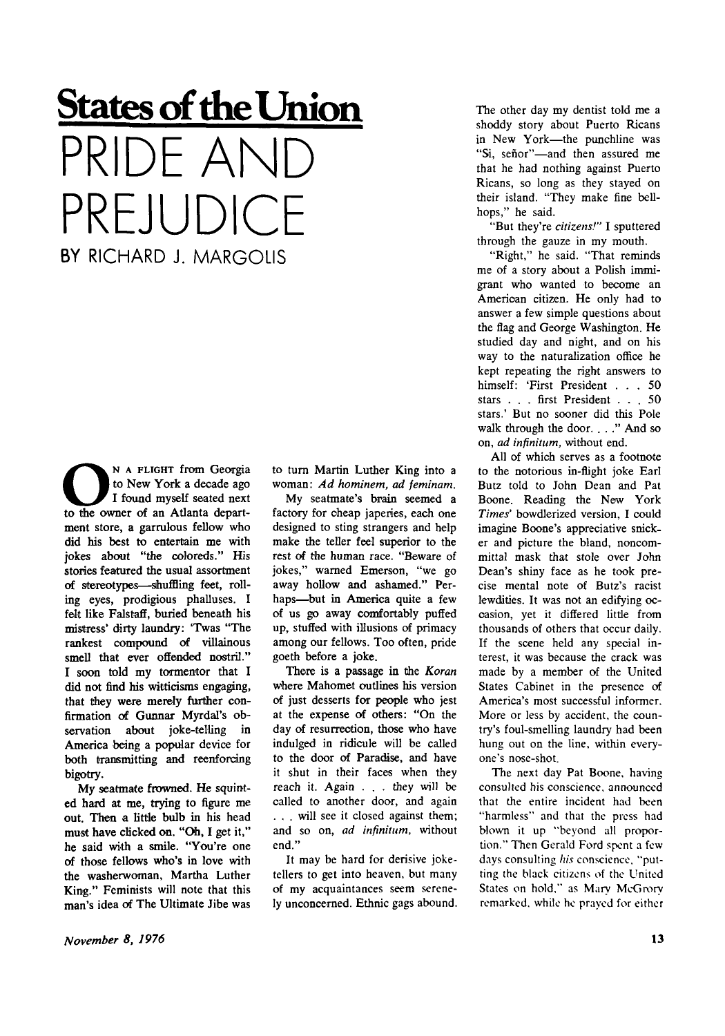## States of the Union

# PRIDE AND PREJUDICE

BY RICHARD J. MARGOLIS

On a flight from Georgia to New York a decade ago I found myself seated next to the owner of an Atlanta department store, a garrulous fellow who did his best to entertain me with jokes about "the coloreds." His stories featured the usual assortment of stereotypes—shuffling feet, rolling eyes, prodigious phalluses. I felt like Falstaff, buried beneath his mistress' dirty laundry: 'Twas "The rankest compound of villainous smell that ever offended nostril." I soon told my tormentor that I did not find his witticisms engaging, that they were merely further confirmation of Gunnar Myrdal's observation about joke-telling in America being a popular device for both transmitting and reenforcing bigotry.

My seatmate frowned. He squinted hard at me, trying to figure me out. Then a little bulb in his head must have clicked on. "Oh, I get it," he said with a smile. "You're one of those fellows who's in love with the washerwoman, Martha Luther King." Feminists will note that this man's idea of The Ultimate Jibe was to turn Martin Luther King into a woman: *Ad hominem, ad feminam.*

My seatmate's brain seemed a factory for cheap japeries, each one designed to sting strangers and help make the teller feel superior to the rest of the human race. "Beware of jokes," warned Emerson, "we go away hollow and ashamed." Perhaps—but in America quite a few of us go away comfortably puffed up, stuffed with illusions of primacy among our fellows. Too often, pride goeth before a joke.

There is a passage in the *Koran* where Mahomet outlines his version of just desserts for people who jest at the expense of others: "On the day of resurrection, those who have indulged in ridicule will be called to the door of Paradise, and have it shut in their faces when they reach it. Again . . . they will be called to another door, and again . . . will see it closed against them; and so on, *ad infinitum,* without end."

It may be hard for derisive joke-tellers to get into heaven, but many of my acquaintances seem serenely unconcerned. Ethnic gags abound. The other day my dentist told me a shoddy story about Puerto Ricans in New York—the punchline was "Si, señor"—and then assured me that he had nothing against Puerto Ricans, so long as they stayed on their island. "They make fine bellhops," he said.

"But they're *citizens!*" I sputtered through the gauze in my mouth.

"Right," he said. "That reminds me of a story about a Polish immigrant who wanted to become an American citizen. He only had to answer a few simple questions about the flag and George Washington. He studied day and night, and on his way to the naturalization office he kept repeating the right answers to himself: 'First President . . . 50 stars . . . first President . . . 50 stars.' But no sooner did this Pole walk through the door. . . ." And so on, *ad infinitum,* without end.

All of which serves as a footnote to the notorious in-flight joke Earl Butz told to John Dean and Pat Boone. Reading the New York *Times'* bowdlerized version, I could imagine Boone's appreciative snicker and picture the bland, noncommittal mask that stole over John Dean's shiny face as he took precise mental note of Butz's racist lewdities. It was not an edifying occasion, yet it differed little from thousands of others that occur daily. If the scene held any special interest, it was because the crack was made by a member of the United States Cabinet in the presence of America's most successful informer. More or less by accident, the country's foul-smelling laundry had been hung out on the line, within everyone's nose-shot.

The next day Pat Boone, having consulted his conscience, announced that the entire incident had been "harmless" and that the press had blown it up "beyond all proportion." Then Gerald Ford spent a few days consulting *his* conscience, "putting the black citizens of the United States on hold," as Mary McGrory remarked, while he prayed for either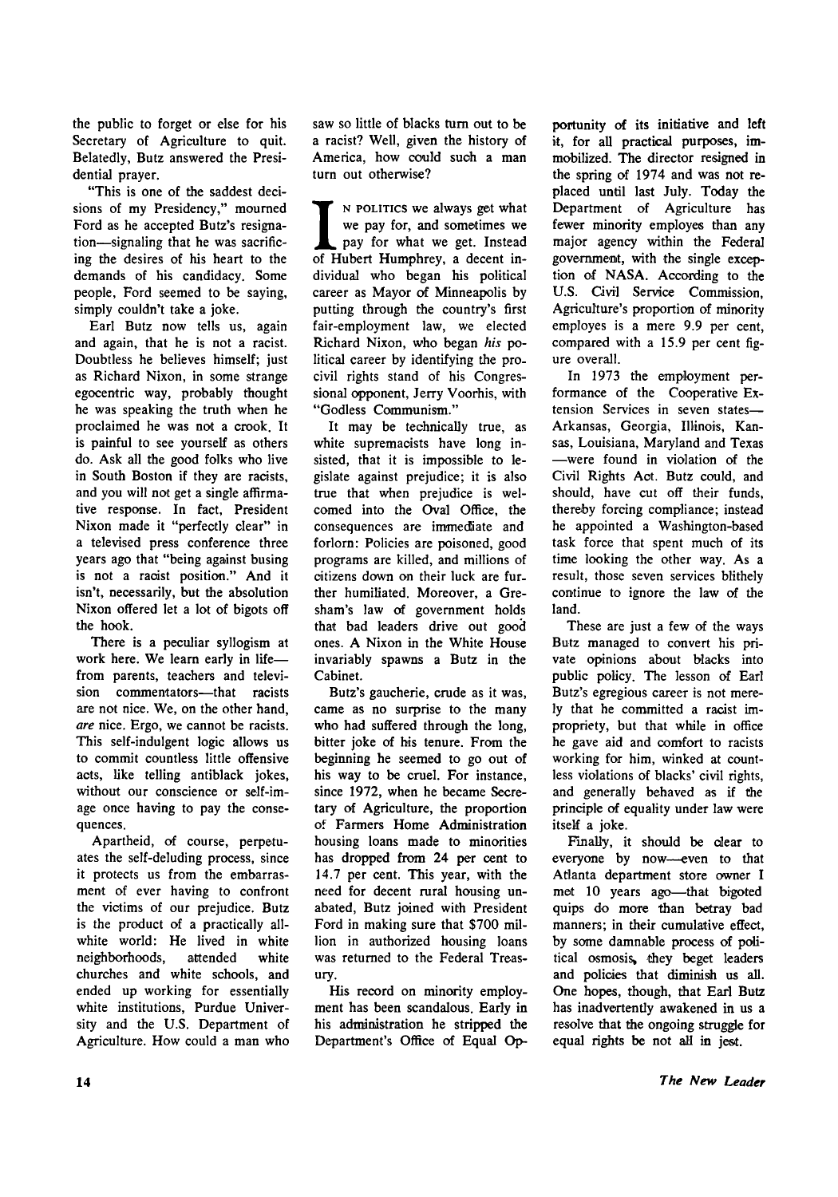the public to forget or else for his Secretary of Agriculture to quit. Belatedly, Butz answered the Presidential prayer.

"This is one of the saddest decisions of my Presidency," mourned Ford as he accepted Butz's resignation—signaling that he was sacrificing the desires of his heart to the demands of his candidacy. Some people, Ford seemed to be saying, simply couldn't take a joke.

Earl Butz now tells us, again and again, that he is not a racist. Doubtless he believes himself; just as Richard Nixon, in some strange egocentric way, probably thought he was speaking the truth when he proclaimed he was not a crook. It is painful to see yourself as others do. Ask all the good folks who live in South Boston if they are racists, and you will not get a single affirmative response. In fact, President Nixon made it "perfectly clear" in a televised press conference three years ago that "being against busing is not a racist position." And it isn't, necessarily, but the absolution Nixon offered let a lot of bigots off the hook.

There is a peculiar syllogism at work here. We learn early in life—from parents, teachers and television commentators—that racists are not nice. We, on the other hand, *are* nice. Ergo, we cannot be racists. This self-indulgent logic allows us to commit countless little offensive acts, like telling antiblack jokes, without our conscience or self-image once having to pay the consequences.

Apartheid, of course, perpetuates the self-deluding process, since it protects us from the embarrassment of ever having to confront the victims of our prejudice. Butz is the product of a practically all-white world: He lived in white neighborhoods, attended white churches and white schools, and ended up working for essentially white institutions, Purdue University and the U.S. Department of Agriculture. How could a man who saw so little of blacks turn out to be a racist? Well, given the history of America, how could such a man turn out otherwise?

In politics we always get what we pay for, and sometimes we pay for what we get. Instead of Hubert Humphrey, a decent individual who began his political career as Mayor of Minneapolis by putting through the country's first fair-employment law, we elected Richard Nixon, who began *his* political career by identifying the pro-civil rights stand of his Congressional opponent, Jerry Voorhis, with "Godless Communism."

It may be technically true, as white supremacists have long insisted, that it is impossible to legislate against prejudice; it is also true that when prejudice is welcomed into the Oval Office, the consequences are immediate and forlorn: Policies are poisoned, good programs are killed, and millions of citizens down on their luck are further humiliated. Moreover, a Gresham's law of government holds that bad leaders drive out good ones. A Nixon in the White House invariably spawns a Butz in the Cabinet.

Butz's gaucherie, crude as it was, came as no surprise to the many who had suffered through the long, bitter joke of his tenure. From the beginning he seemed to go out of his way to be cruel. For instance, since 1972, when he became Secretary of Agriculture, the proportion of Farmers Home Administration housing loans made to minorities has dropped from 24 per cent to 14.7 per cent. This year, with the need for decent rural housing unabated, Butz joined with President Ford in making sure that $700 million in authorized housing loans was returned to the Federal Treasury.

His record on minority employment has been scandalous. Early in his administration he stripped the Department's Office of Equal Opportunity of its initiative and left it, for all practical purposes, immobilized. The director resigned in the spring of 1974 and was not replaced until last July. Today the Department of Agriculture has fewer minority employes than any major agency within the Federal government, with the single exception of NASA. According to the U.S. Civil Service Commission, Agriculture's proportion of minority employes is a mere 9.9 per cent, compared with a 15.9 per cent figure overall.

In 1973 the employment performance of the Cooperative Extension Services in seven states—Arkansas, Georgia, Illinois, Kansas, Louisiana, Maryland and Texas—were found in violation of the Civil Rights Act. Butz could, and should, have cut off their funds, thereby forcing compliance; instead he appointed a Washington-based task force that spent much of its time looking the other way. As a result, those seven services blithely continue to ignore the law of the land.

These are just a few of the ways Butz managed to convert his private opinions about blacks into public policy. The lesson of Earl Butz's egregious career is not merely that he committed a racist impropriety, but that while in office he gave aid and comfort to racists working for him, winked at countless violations of blacks' civil rights, and generally behaved as if the principle of equality under law were itself a joke.

Finally, it should be clear to everyone by now—even to that Atlanta department store owner I met 10 years ago—that bigoted quips do more than betray bad manners; in their cumulative effect, by some damnable process of political osmosis, they beget leaders and policies that diminish us all. One hopes, though, that Earl Butz has inadvertently awakened in us a resolve that the ongoing struggle for equal rights be not all in jest.